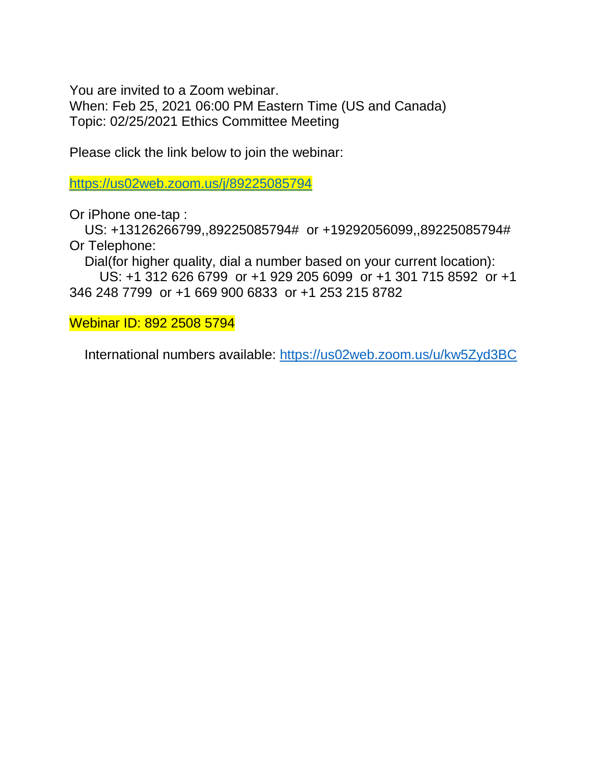You are invited to a Zoom webinar.
When: Feb 25, 2021 06:00 PM Eastern Time (US and Canada)
Topic: 02/25/2021 Ethics Committee Meeting

Please click the link below to join the webinar:

https://us02web.zoom.us/j/89225085794

Or iPhone one-tap :
US: +13126266799,,89225085794# or +19292056099,,89225085794#
Or Telephone:
Dial(for higher quality, dial a number based on your current location):
US: +1 312 626 6799 or +1 929 205 6099 or +1 301 715 8592 or +1 346 248 7799 or +1 669 900 6833 or +1 253 215 8782

Webinar ID: 892 2508 5794

International numbers available: https://us02web.zoom.us/u/kw5Zyd3BC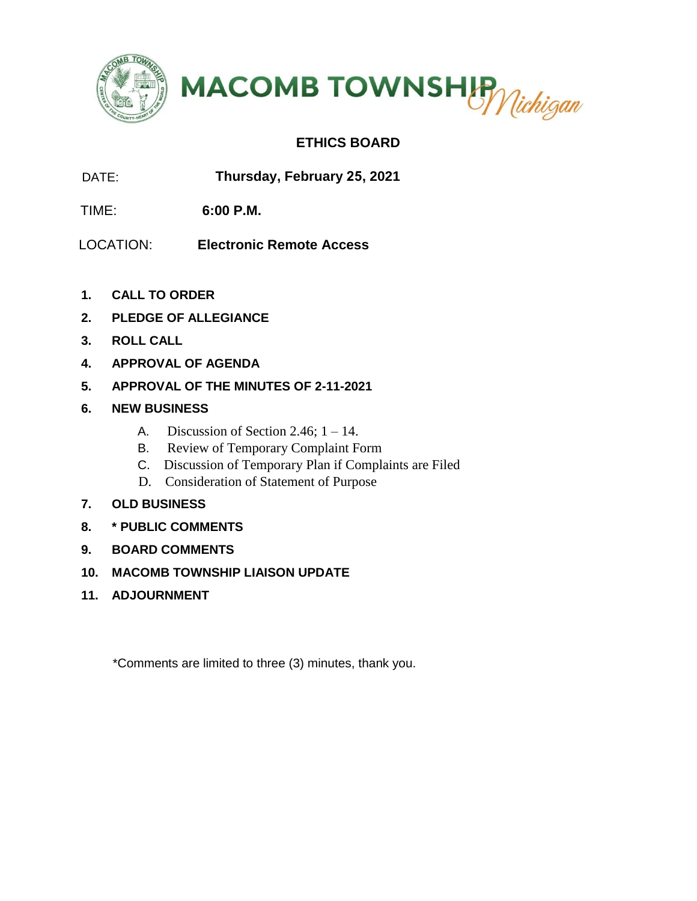# MACOMB TOWNSHIP *Michigan*

## ETHICS BOARD

DATE: **Thursday, February 25, 2021**

TIME: **6:00 P.M.**

LOCATION: **Electronic Remote Access**

1. **CALL TO ORDER**
2. **PLEDGE OF ALLEGIANCE**
3. **ROLL CALL**
4. **APPROVAL OF AGENDA**
5. **APPROVAL OF THE MINUTES OF 2-11-2021**
6. **NEW BUSINESS**
   - A. Discussion of Section 2.46; 1 – 14.
   - B. Review of Temporary Complaint Form
   - C. Discussion of Temporary Plan if Complaints are Filed
   - D. Consideration of Statement of Purpose
7. **OLD BUSINESS**
8. **\* PUBLIC COMMENTS**
9. **BOARD COMMENTS**
10. **MACOMB TOWNSHIP LIAISON UPDATE**
11. **ADJOURNMENT**

*Comments are limited to three (3) minutes, thank you.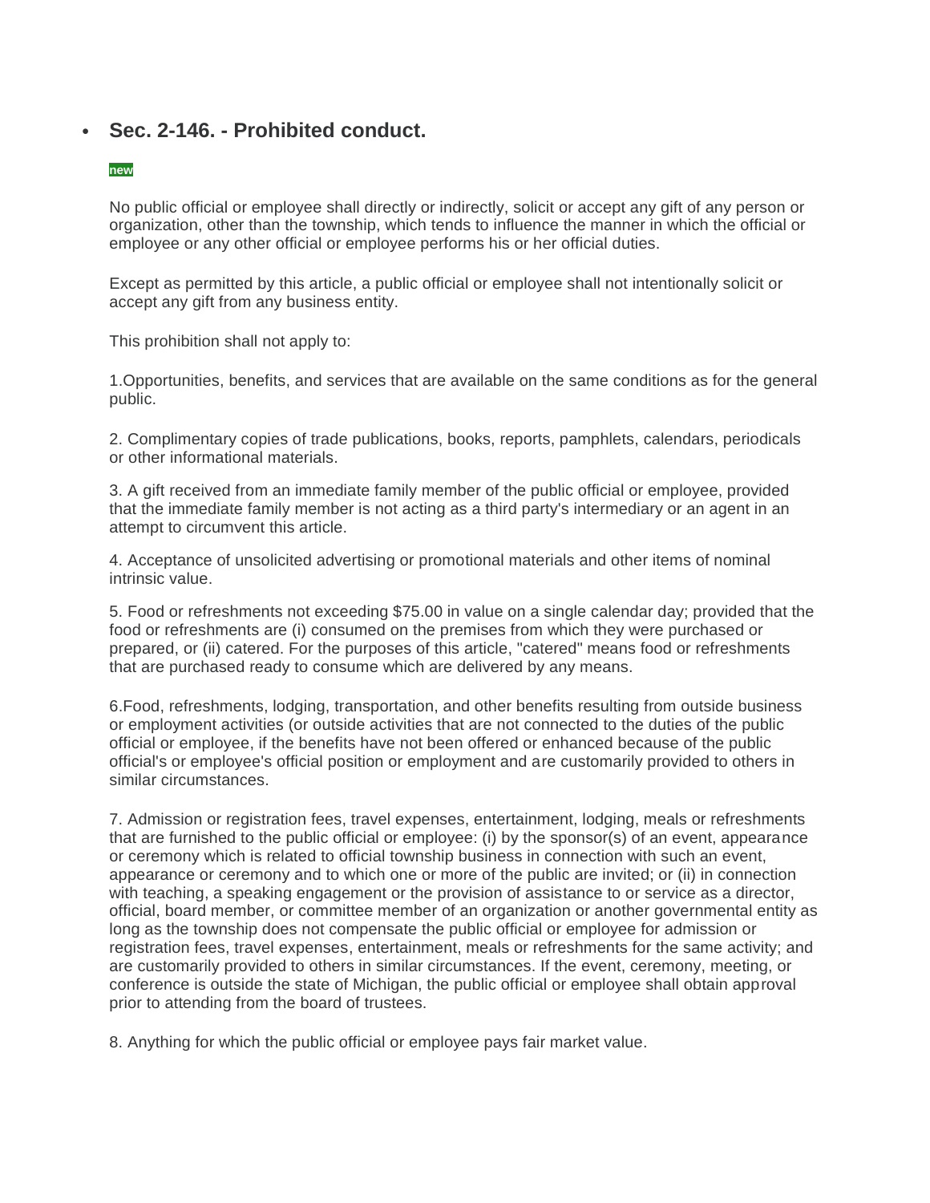- **Sec. 2-146. - Prohibited conduct.**

new

No public official or employee shall directly or indirectly, solicit or accept any gift of any person or organization, other than the township, which tends to influence the manner in which the official or employee or any other official or employee performs his or her official duties.

Except as permitted by this article, a public official or employee shall not intentionally solicit or accept any gift from any business entity.

This prohibition shall not apply to:

1.Opportunities, benefits, and services that are available on the same conditions as for the general public.

2. Complimentary copies of trade publications, books, reports, pamphlets, calendars, periodicals or other informational materials.

3. A gift received from an immediate family member of the public official or employee, provided that the immediate family member is not acting as a third party's intermediary or an agent in an attempt to circumvent this article.

4. Acceptance of unsolicited advertising or promotional materials and other items of nominal intrinsic value.

5. Food or refreshments not exceeding $75.00 in value on a single calendar day; provided that the food or refreshments are (i) consumed on the premises from which they were purchased or prepared, or (ii) catered. For the purposes of this article, "catered" means food or refreshments that are purchased ready to consume which are delivered by any means.

6.Food, refreshments, lodging, transportation, and other benefits resulting from outside business or employment activities (or outside activities that are not connected to the duties of the public official or employee, if the benefits have not been offered or enhanced because of the public official's or employee's official position or employment and are customarily provided to others in similar circumstances.

7. Admission or registration fees, travel expenses, entertainment, lodging, meals or refreshments that are furnished to the public official or employee: (i) by the sponsor(s) of an event, appearance or ceremony which is related to official township business in connection with such an event, appearance or ceremony and to which one or more of the public are invited; or (ii) in connection with teaching, a speaking engagement or the provision of assistance to or service as a director, official, board member, or committee member of an organization or another governmental entity as long as the township does not compensate the public official or employee for admission or registration fees, travel expenses, entertainment, meals or refreshments for the same activity; and are customarily provided to others in similar circumstances. If the event, ceremony, meeting, or conference is outside the state of Michigan, the public official or employee shall obtain approval prior to attending from the board of trustees.

8. Anything for which the public official or employee pays fair market value.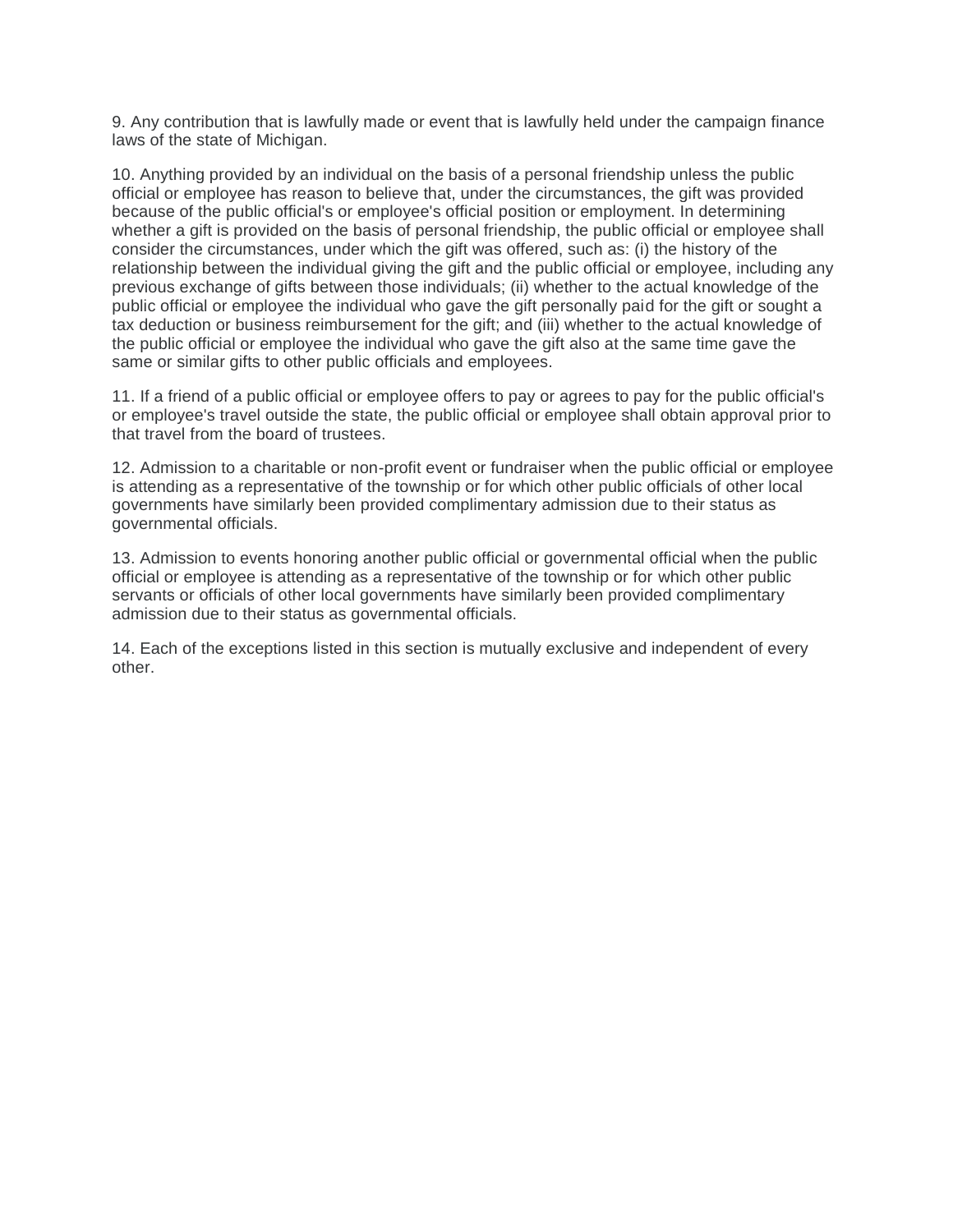9. Any contribution that is lawfully made or event that is lawfully held under the campaign finance laws of the state of Michigan.

10. Anything provided by an individual on the basis of a personal friendship unless the public official or employee has reason to believe that, under the circumstances, the gift was provided because of the public official's or employee's official position or employment. In determining whether a gift is provided on the basis of personal friendship, the public official or employee shall consider the circumstances, under which the gift was offered, such as: (i) the history of the relationship between the individual giving the gift and the public official or employee, including any previous exchange of gifts between those individuals; (ii) whether to the actual knowledge of the public official or employee the individual who gave the gift personally paid for the gift or sought a tax deduction or business reimbursement for the gift; and (iii) whether to the actual knowledge of the public official or employee the individual who gave the gift also at the same time gave the same or similar gifts to other public officials and employees.

11. If a friend of a public official or employee offers to pay or agrees to pay for the public official's or employee's travel outside the state, the public official or employee shall obtain approval prior to that travel from the board of trustees.

12. Admission to a charitable or non-profit event or fundraiser when the public official or employee is attending as a representative of the township or for which other public officials of other local governments have similarly been provided complimentary admission due to their status as governmental officials.

13. Admission to events honoring another public official or governmental official when the public official or employee is attending as a representative of the township or for which other public servants or officials of other local governments have similarly been provided complimentary admission due to their status as governmental officials.

14. Each of the exceptions listed in this section is mutually exclusive and independent of every other.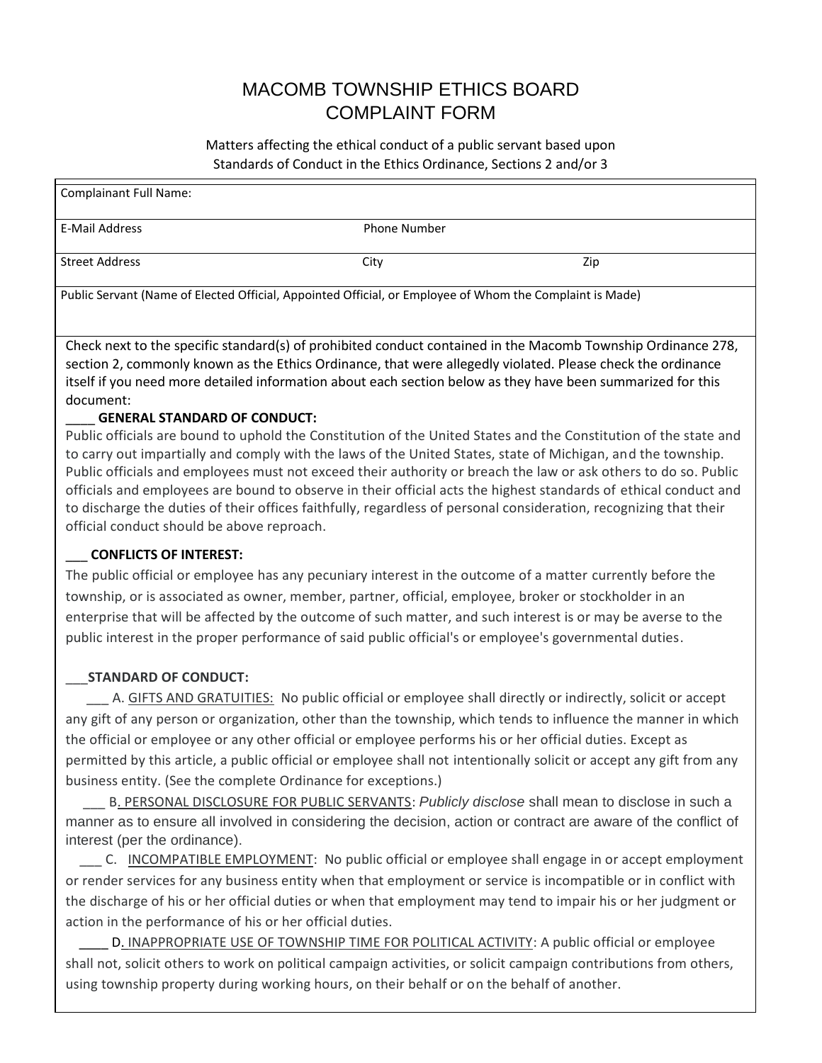# MACOMB TOWNSHIP ETHICS BOARD
# COMPLAINT FORM

Matters affecting the ethical conduct of a public servant based upon
Standards of Conduct in the Ethics Ordinance, Sections 2 and/or 3

| Complainant Full Name: | | |
|---|---|---|
| E-Mail Address | Phone Number | |
| Street Address | City | Zip |
| Public Servant (Name of Elected Official, Appointed Official, or Employee of Whom the Complaint is Made) | | |

Check next to the specific standard(s) of prohibited conduct contained in the Macomb Township Ordinance 278, section 2, commonly known as the Ethics Ordinance, that were allegedly violated. Please check the ordinance itself if you need more detailed information about each section below as they have been summarized for this document:

____ **GENERAL STANDARD OF CONDUCT:**
Public officials are bound to uphold the Constitution of the United States and the Constitution of the state and to carry out impartially and comply with the laws of the United States, state of Michigan, and the township. Public officials and employees must not exceed their authority or breach the law or ask others to do so. Public officials and employees are bound to observe in their official acts the highest standards of ethical conduct and to discharge the duties of their offices faithfully, regardless of personal consideration, recognizing that their official conduct should be above reproach.

___ **CONFLICTS OF INTEREST:**
The public official or employee has any pecuniary interest in the outcome of a matter currently before the township, or is associated as owner, member, partner, official, employee, broker or stockholder in an enterprise that will be affected by the outcome of such matter, and such interest is or may be averse to the public interest in the proper performance of said public official's or employee's governmental duties.

___**STANDARD OF CONDUCT:**

___ A. GIFTS AND GRATUITIES: No public official or employee shall directly or indirectly, solicit or accept any gift of any person or organization, other than the township, which tends to influence the manner in which the official or employee or any other official or employee performs his or her official duties. Except as permitted by this article, a public official or employee shall not intentionally solicit or accept any gift from any business entity. (See the complete Ordinance for exceptions.)

___ B. PERSONAL DISCLOSURE FOR PUBLIC SERVANTS: *Publicly disclose* shall mean to disclose in such a manner as to ensure all involved in considering the decision, action or contract are aware of the conflict of interest (per the ordinance).

___ C. INCOMPATIBLE EMPLOYMENT: No public official or employee shall engage in or accept employment or render services for any business entity when that employment or service is incompatible or in conflict with the discharge of his or her official duties or when that employment may tend to impair his or her judgment or action in the performance of his or her official duties.

____ D. INAPPROPRIATE USE OF TOWNSHIP TIME FOR POLITICAL ACTIVITY: A public official or employee shall not, solicit others to work on political campaign activities, or solicit campaign contributions from others, using township property during working hours, on their behalf or on the behalf of another.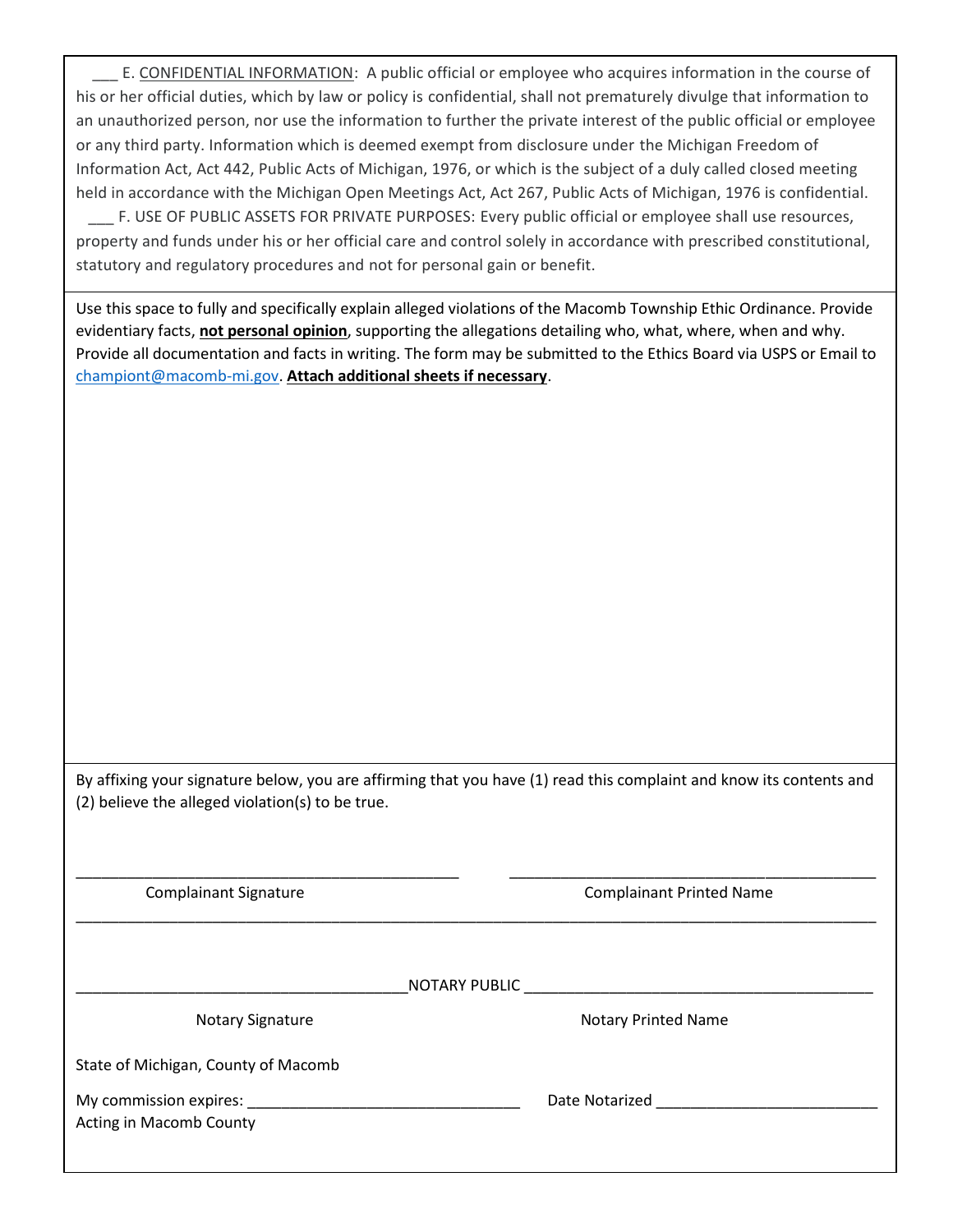___ E. <u>CONFIDENTIAL INFORMATION</u>: A public official or employee who acquires information in the course of his or her official duties, which by law or policy is confidential, shall not prematurely divulge that information to an unauthorized person, nor use the information to further the private interest of the public official or employee or any third party. Information which is deemed exempt from disclosure under the Michigan Freedom of Information Act, Act 442, Public Acts of Michigan, 1976, or which is the subject of a duly called closed meeting held in accordance with the Michigan Open Meetings Act, Act 267, Public Acts of Michigan, 1976 is confidential.

___ F. USE OF PUBLIC ASSETS FOR PRIVATE PURPOSES: Every public official or employee shall use resources, property and funds under his or her official care and control solely in accordance with prescribed constitutional, statutory and regulatory procedures and not for personal gain or benefit.

---

Use this space to fully and specifically explain alleged violations of the Macomb Township Ethic Ordinance. Provide evidentiary facts, **<u>not personal opinion</u>**, supporting the allegations detailing who, what, where, when and why. Provide all documentation and facts in writing. The form may be submitted to the Ethics Board via USPS or Email to championt@macomb-mi.gov. **<u>Attach additional sheets if necessary</u>**.

---

By affixing your signature below, you are affirming that you have (1) read this complaint and know its contents and (2) believe the alleged violation(s) to be true.

_______________________________________________ _______________________________________________

Complainant Signature Complainant Printed Name

_______________________________________________________________________________________________

_______________________________________ NOTARY PUBLIC _______________________________________

Notary Signature Notary Printed Name

State of Michigan, County of Macomb

My commission expires: ________________________________ Date Notarized __________________________

Acting in Macomb County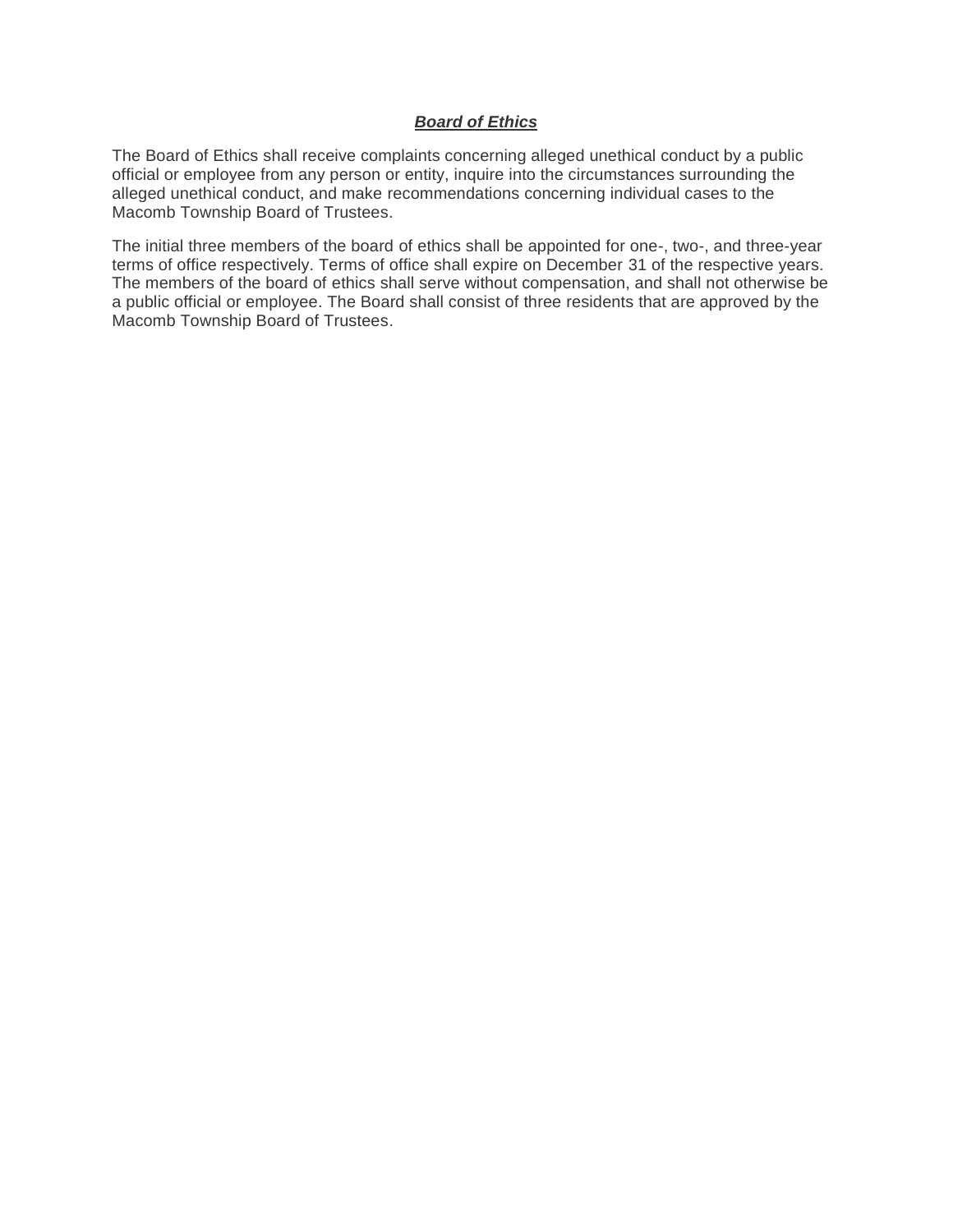## ***Board of Ethics***

The Board of Ethics shall receive complaints concerning alleged unethical conduct by a public official or employee from any person or entity, inquire into the circumstances surrounding the alleged unethical conduct, and make recommendations concerning individual cases to the Macomb Township Board of Trustees.

The initial three members of the board of ethics shall be appointed for one-, two-, and three-year terms of office respectively. Terms of office shall expire on December 31 of the respective years. The members of the board of ethics shall serve without compensation, and shall not otherwise be a public official or employee. The Board shall consist of three residents that are approved by the Macomb Township Board of Trustees.